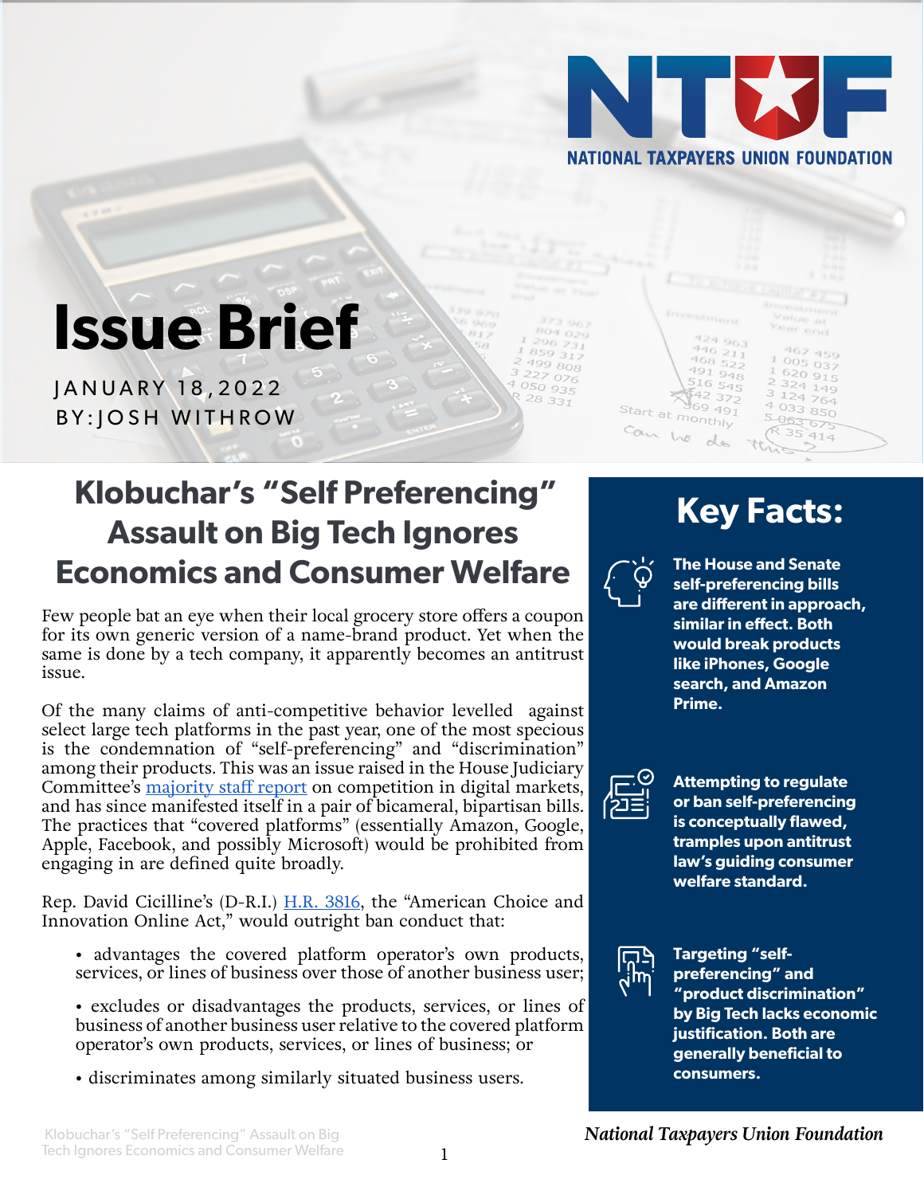NATIONAL TAXPAYERS UNION FOUNDATION

# Issue Brief

JANUARY 18, 2022
BY: JOSH WITHROW

## Klobuchar's "Self Preferencing" Assault on Big Tech Ignores Economics and Consumer Welfare

Few people bat an eye when their local grocery store offers a coupon for its own generic version of a name-brand product. Yet when the same is done by a tech company, it apparently becomes an antitrust issue.

Of the many claims of anti-competitive behavior levelled against select large tech platforms in the past year, one of the most specious is the condemnation of "self-preferencing" and "discrimination" among their products. This was an issue raised in the House Judiciary Committee's majority staff report on competition in digital markets, and has since manifested itself in a pair of bicameral, bipartisan bills. The practices that "covered platforms" (essentially Amazon, Google, Apple, Facebook, and possibly Microsoft) would be prohibited from engaging in are defined quite broadly.

Rep. David Cicilline's (D-R.I.) H.R. 3816, the "American Choice and Innovation Online Act," would outright ban conduct that:

- advantages the covered platform operator's own products, services, or lines of business over those of another business user;
- excludes or disadvantages the products, services, or lines of business of another business user relative to the covered platform operator's own products, services, or lines of business; or
- discriminates among similarly situated business users.

## Key Facts:

**The House and Senate self-preferencing bills are different in approach, similar in effect. Both would break products like iPhones, Google search, and Amazon Prime.**

**Attempting to regulate or ban self-preferencing is conceptually flawed, tramples upon antitrust law's guiding consumer welfare standard.**

**Targeting "self-preferencing" and "product discrimination" by Big Tech lacks economic justification. Both are generally beneficial to consumers.**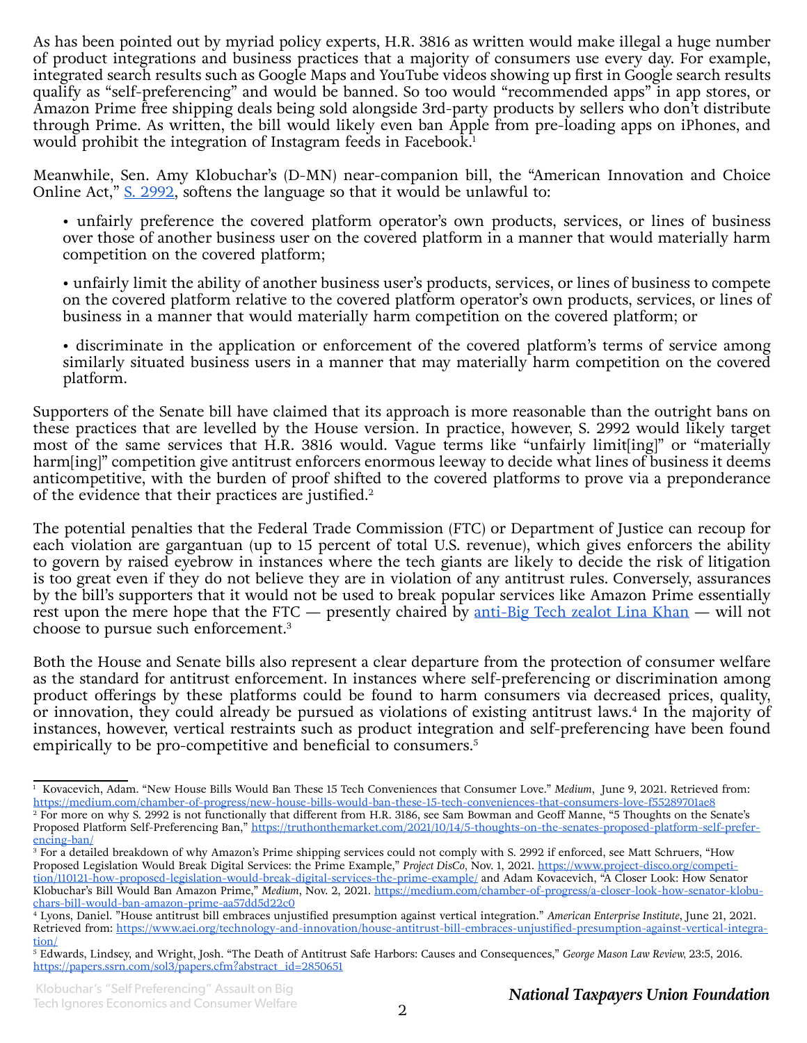As has been pointed out by myriad policy experts, H.R. 3816 as written would make illegal a huge number of product integrations and business practices that a majority of consumers use every day. For example, integrated search results such as Google Maps and YouTube videos showing up first in Google search results qualify as "self-preferencing" and would be banned. So too would "recommended apps" in app stores, or Amazon Prime free shipping deals being sold alongside 3rd-party products by sellers who don't distribute through Prime. As written, the bill would likely even ban Apple from pre-loading apps on iPhones, and would prohibit the integration of Instagram feeds in Facebook.[1]

Meanwhile, Sen. Amy Klobuchar's (D-MN) near-companion bill, the "American Innovation and Choice Online Act," [S. 2992](), softens the language so that it would be unlawful to:

- unfairly preference the covered platform operator's own products, services, or lines of business over those of another business user on the covered platform in a manner that would materially harm competition on the covered platform;
- unfairly limit the ability of another business user's products, services, or lines of business to compete on the covered platform relative to the covered platform operator's own products, services, or lines of business in a manner that would materially harm competition on the covered platform; or
- discriminate in the application or enforcement of the covered platform's terms of service among similarly situated business users in a manner that may materially harm competition on the covered platform.

Supporters of the Senate bill have claimed that its approach is more reasonable than the outright bans on these practices that are levelled by the House version. In practice, however, S. 2992 would likely target most of the same services that H.R. 3816 would. Vague terms like "unfairly limit[ing]" or "materially harm[ing]" competition give antitrust enforcers enormous leeway to decide what lines of business it deems anticompetitive, with the burden of proof shifted to the covered platforms to prove via a preponderance of the evidence that their practices are justified.[2]

The potential penalties that the Federal Trade Commission (FTC) or Department of Justice can recoup for each violation are gargantuan (up to 15 percent of total U.S. revenue), which gives enforcers the ability to govern by raised eyebrow in instances where the tech giants are likely to decide the risk of litigation is too great even if they do not believe they are in violation of any antitrust rules. Conversely, assurances by the bill's supporters that it would not be used to break popular services like Amazon Prime essentially rest upon the mere hope that the FTC — presently chaired by [anti-Big Tech zealot Lina Khan]() — will not choose to pursue such enforcement.[3]

Both the House and Senate bills also represent a clear departure from the protection of consumer welfare as the standard for antitrust enforcement. In instances where self-preferencing or discrimination among product offerings by these platforms could be found to harm consumers via decreased prices, quality, or innovation, they could already be pursued as violations of existing antitrust laws.[4] In the majority of instances, however, vertical restraints such as product integration and self-preferencing have been found empirically to be pro-competitive and beneficial to consumers.[5]

---

[1] Kovacevich, Adam. "New House Bills Would Ban These 15 Tech Conveniences that Consumer Love." *Medium*, June 9, 2021. Retrieved from: https://medium.com/chamber-of-progress/new-house-bills-would-ban-these-15-tech-conveniences-that-consumers-love-f55289701ae8

[2] For more on why S. 2992 is not functionally that different from H.R. 3186, see Sam Bowman and Geoff Manne, "5 Thoughts on the Senate's Proposed Platform Self-Preferencing Ban," https://truthonthemarket.com/2021/10/14/5-thoughts-on-the-senates-proposed-platform-self-preferencing-ban/

[3] For a detailed breakdown of why Amazon's Prime shipping services could not comply with S. 2992 if enforced, see Matt Schruers, "How Proposed Legislation Would Break Digital Services: the Prime Example," *Project DisCo*, Nov. 1, 2021. https://www.project-disco.org/competition/110121-how-proposed-legislation-would-break-digital-services-the-prime-example/ and Adam Kovacevich, "A Closer Look: How Senator Klobuchar's Bill Would Ban Amazon Prime," *Medium*, Nov. 2, 2021. https://medium.com/chamber-of-progress/a-closer-look-how-senator-klobuchars-bill-would-ban-amazon-prime-aa57dd5d22c0

[4] Lyons, Daniel. "House antitrust bill embraces unjustified presumption against vertical integration." *American Enterprise Institute*, June 21, 2021. Retrieved from: https://www.aei.org/technology-and-innovation/house-antitrust-bill-embraces-unjustified-presumption-against-vertical-integration/

[5] Edwards, Lindsey, and Wright, Josh. "The Death of Antitrust Safe Harbors: Causes and Consequences," *George Mason Law Review,* 23:5, 2016. https://papers.ssrn.com/sol3/papers.cfm?abstract_id=2850651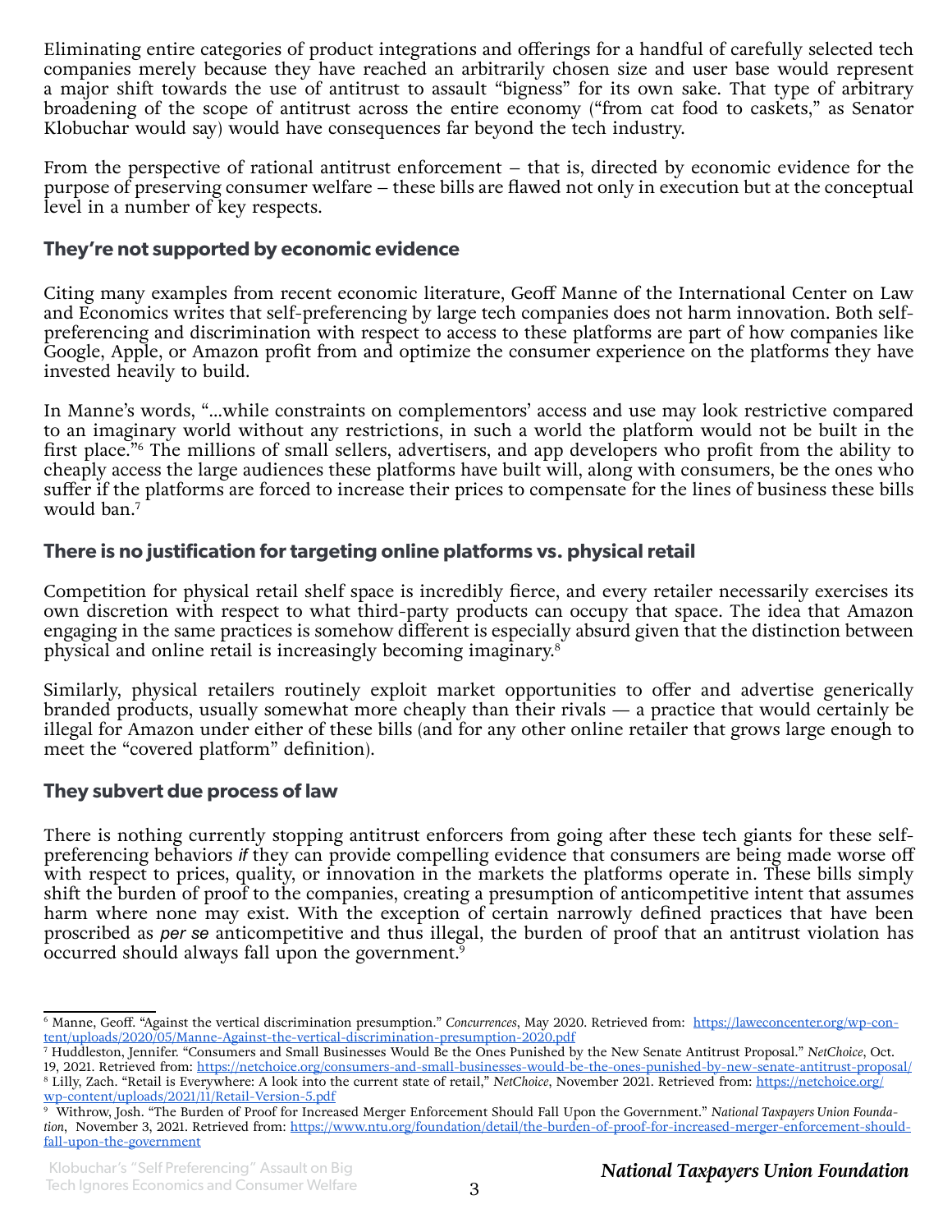Eliminating entire categories of product integrations and offerings for a handful of carefully selected tech companies merely because they have reached an arbitrarily chosen size and user base would represent a major shift towards the use of antitrust to assault "bigness" for its own sake. That type of arbitrary broadening of the scope of antitrust across the entire economy ("from cat food to caskets," as Senator Klobuchar would say) would have consequences far beyond the tech industry.

From the perspective of rational antitrust enforcement – that is, directed by economic evidence for the purpose of preserving consumer welfare – these bills are flawed not only in execution but at the conceptual level in a number of key respects.

### They're not supported by economic evidence

Citing many examples from recent economic literature, Geoff Manne of the International Center on Law and Economics writes that self-preferencing by large tech companies does not harm innovation. Both self-preferencing and discrimination with respect to access to these platforms are part of how companies like Google, Apple, or Amazon profit from and optimize the consumer experience on the platforms they have invested heavily to build.

In Manne's words, "...while constraints on complementors' access and use may look restrictive compared to an imaginary world without any restrictions, in such a world the platform would not be built in the first place."[6] The millions of small sellers, advertisers, and app developers who profit from the ability to cheaply access the large audiences these platforms have built will, along with consumers, be the ones who suffer if the platforms are forced to increase their prices to compensate for the lines of business these bills would ban.[7]

### There is no justification for targeting online platforms vs. physical retail

Competition for physical retail shelf space is incredibly fierce, and every retailer necessarily exercises its own discretion with respect to what third-party products can occupy that space. The idea that Amazon engaging in the same practices is somehow different is especially absurd given that the distinction between physical and online retail is increasingly becoming imaginary.[8]

Similarly, physical retailers routinely exploit market opportunities to offer and advertise generically branded products, usually somewhat more cheaply than their rivals — a practice that would certainly be illegal for Amazon under either of these bills (and for any other online retailer that grows large enough to meet the "covered platform" definition).

### They subvert due process of law

There is nothing currently stopping antitrust enforcers from going after these tech giants for these self-preferencing behaviors *if* they can provide compelling evidence that consumers are being made worse off with respect to prices, quality, or innovation in the markets the platforms operate in. These bills simply shift the burden of proof to the companies, creating a presumption of anticompetitive intent that assumes harm where none may exist. With the exception of certain narrowly defined practices that have been proscribed as *per se* anticompetitive and thus illegal, the burden of proof that an antitrust violation has occurred should always fall upon the government.[9]

---

[6] Manne, Geoff. "Against the vertical discrimination presumption." *Concurrences*, May 2020. Retrieved from: https://laweconcenter.org/wp-content/uploads/2020/05/Manne-Against-the-vertical-discrimination-presumption-2020.pdf

[7] Huddleston, Jennifer. "Consumers and Small Businesses Would Be the Ones Punished by the New Senate Antitrust Proposal." *NetChoice*, Oct. 19, 2021. Retrieved from: https://netchoice.org/consumers-and-small-businesses-would-be-the-ones-punished-by-new-senate-antitrust-proposal/

[8] Lilly, Zach. "Retail is Everywhere: A look into the current state of retail," *NetChoice*, November 2021. Retrieved from: https://netchoice.org/wp-content/uploads/2021/11/Retail-Version-5.pdf

[9] Withrow, Josh. "The Burden of Proof for Increased Merger Enforcement Should Fall Upon the Government." *National Taxpayers Union Foundation*, November 3, 2021. Retrieved from: https://www.ntu.org/foundation/detail/the-burden-of-proof-for-increased-merger-enforcement-should-fall-upon-the-government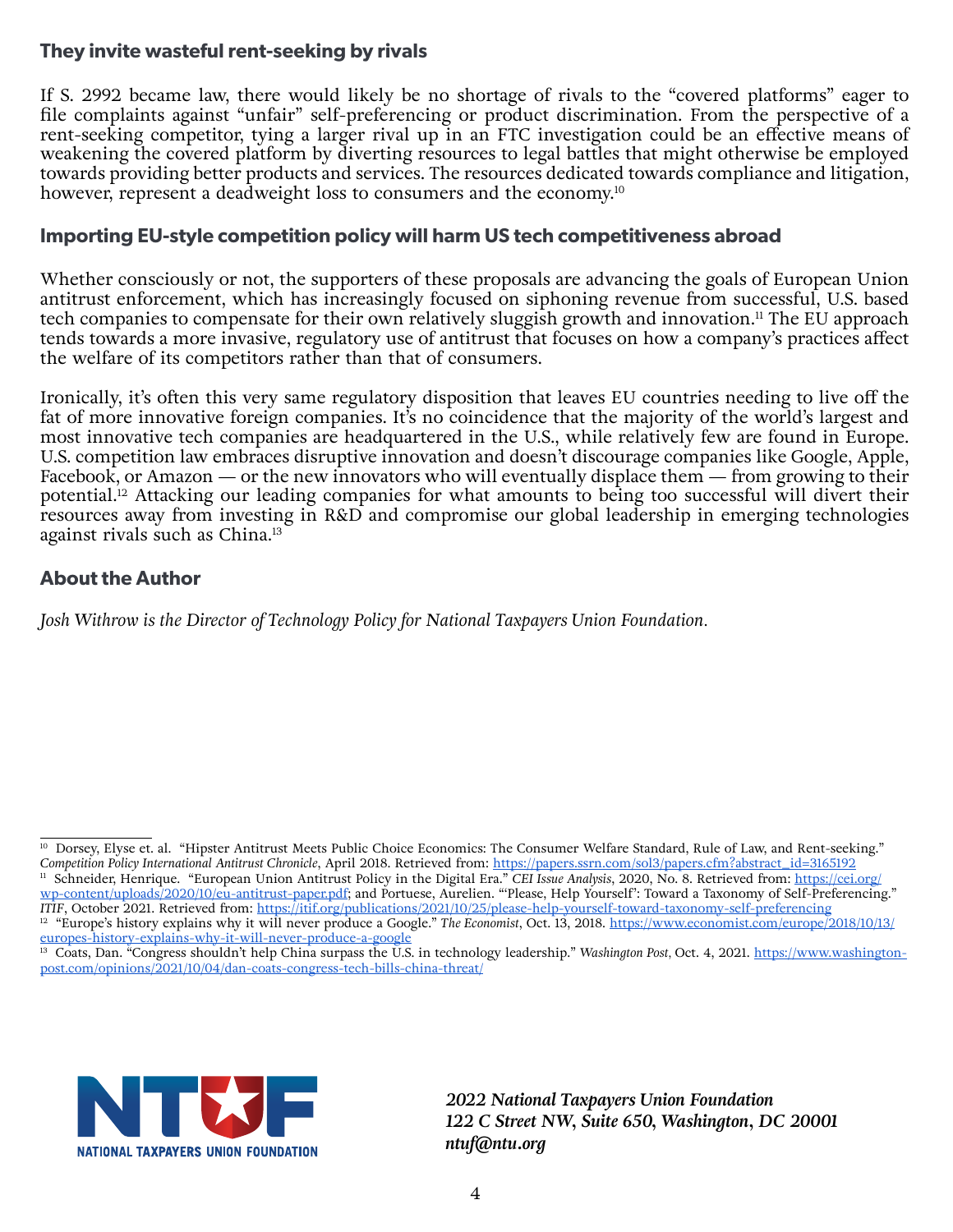## They invite wasteful rent-seeking by rivals

If S. 2992 became law, there would likely be no shortage of rivals to the "covered platforms" eager to file complaints against "unfair" self-preferencing or product discrimination. From the perspective of a rent-seeking competitor, tying a larger rival up in an FTC investigation could be an effective means of weakening the covered platform by diverting resources to legal battles that might otherwise be employed towards providing better products and services. The resources dedicated towards compliance and litigation, however, represent a deadweight loss to consumers and the economy.[10]

## Importing EU-style competition policy will harm US tech competitiveness abroad

Whether consciously or not, the supporters of these proposals are advancing the goals of European Union antitrust enforcement, which has increasingly focused on siphoning revenue from successful, U.S. based tech companies to compensate for their own relatively sluggish growth and innovation.[11] The EU approach tends towards a more invasive, regulatory use of antitrust that focuses on how a company's practices affect the welfare of its competitors rather than that of consumers.

Ironically, it's often this very same regulatory disposition that leaves EU countries needing to live off the fat of more innovative foreign companies. It's no coincidence that the majority of the world's largest and most innovative tech companies are headquartered in the U.S., while relatively few are found in Europe. U.S. competition law embraces disruptive innovation and doesn't discourage companies like Google, Apple, Facebook, or Amazon — or the new innovators who will eventually displace them — from growing to their potential.[12] Attacking our leading companies for what amounts to being too successful will divert their resources away from investing in R&D and compromise our global leadership in emerging technologies against rivals such as China.[13]

## About the Author

*Josh Withrow is the Director of Technology Policy for National Taxpayers Union Foundation.*

---

[10] Dorsey, Elyse et. al. "Hipster Antitrust Meets Public Choice Economics: The Consumer Welfare Standard, Rule of Law, and Rent-seeking." *Competition Policy International Antitrust Chronicle*, April 2018. Retrieved from: https://papers.ssrn.com/sol3/papers.cfm?abstract_id=3165192

[11] Schneider, Henrique. "European Union Antitrust Policy in the Digital Era." *CEI Issue Analysis*, 2020, No. 8. Retrieved from: https://cei.org/wp-content/uploads/2020/10/eu-antitrust-paper.pdf; and Portuese, Aurelien. "'Please, Help Yourself': Toward a Taxonomy of Self-Preferencing." *ITIF*, October 2021. Retrieved from: https://itif.org/publications/2021/10/25/please-help-yourself-toward-taxonomy-self-preferencing

[12] "Europe's history explains why it will never produce a Google." *The Economist*, Oct. 13, 2018. https://www.economist.com/europe/2018/10/13/europes-history-explains-why-it-will-never-produce-a-google

[13] Coats, Dan. "Congress shouldn't help China surpass the U.S. in technology leadership." *Washington Post*, Oct. 4, 2021. https://www.washingtonpost.com/opinions/2021/10/04/dan-coats-congress-tech-bills-china-threat/

NTUF
NATIONAL TAXPAYERS UNION FOUNDATION

*2022 National Taxpayers Union Foundation*
*122 C Street NW, Suite 650, Washington, DC 20001*
*ntuf@ntu.org*